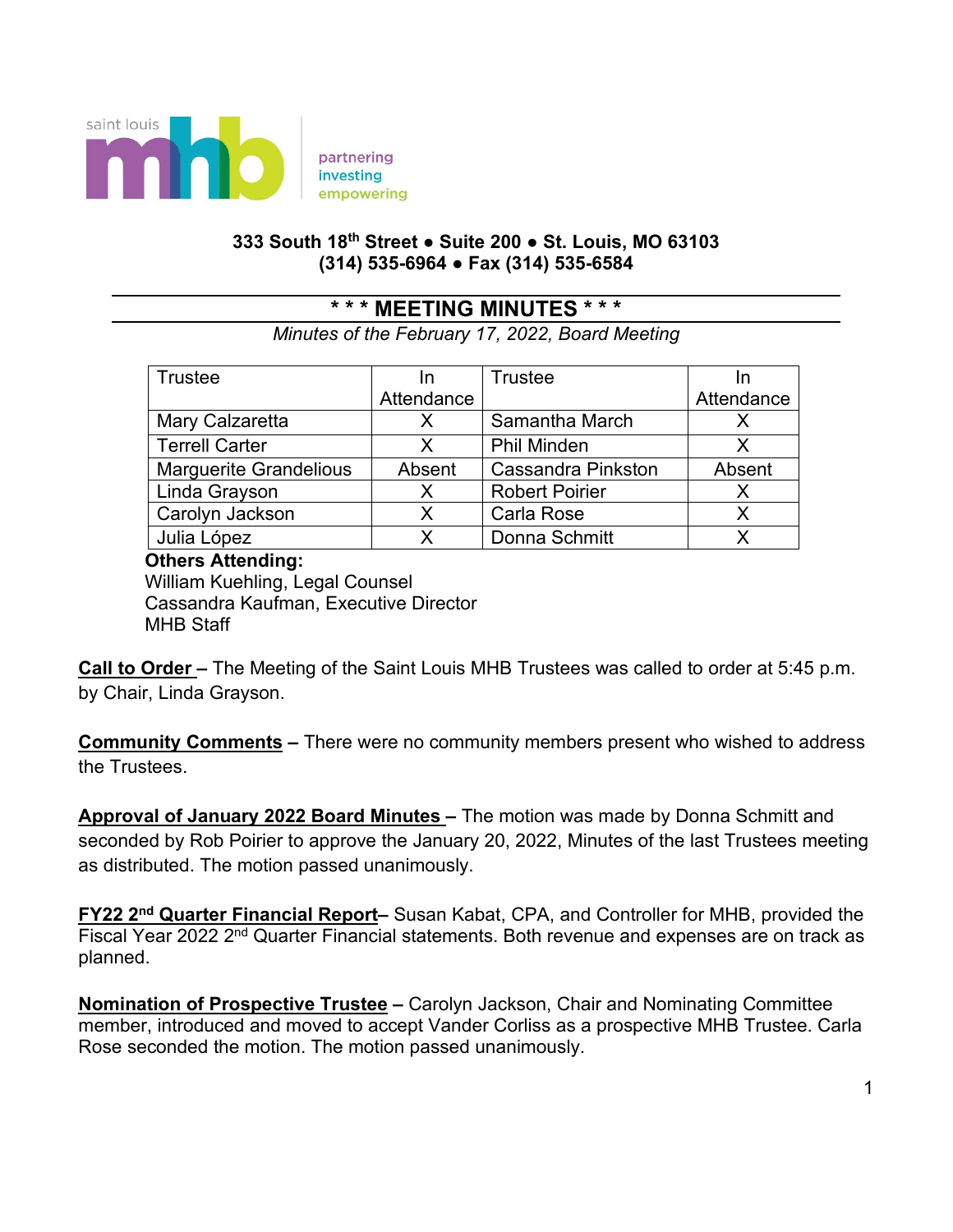saint louis mhb

partnering
investing
empowering

**333 South 18th Street • Suite 200 • St. Louis, MO 63103**
**(314) 535-6964 • Fax (314) 535-6584**

---

# * * * MEETING MINUTES * * *

*Minutes of the February 17, 2022, Board Meeting*

| Trustee | In Attendance | Trustee | In Attendance |
|---|---|---|---|
| Mary Calzaretta | X | Samantha March | X |
| Terrell Carter | X | Phil Minden | X |
| Marguerite Grandelious | Absent | Cassandra Pinkston | Absent |
| Linda Grayson | X | Robert Poirier | X |
| Carolyn Jackson | X | Carla Rose | X |
| Julia López | X | Donna Schmitt | X |

**Others Attending:**
William Kuehling, Legal Counsel
Cassandra Kaufman, Executive Director
MHB Staff

**Call to Order –** The Meeting of the Saint Louis MHB Trustees was called to order at 5:45 p.m. by Chair, Linda Grayson.

**Community Comments –** There were no community members present who wished to address the Trustees.

**Approval of January 2022 Board Minutes –** The motion was made by Donna Schmitt and seconded by Rob Poirier to approve the January 20, 2022, Minutes of the last Trustees meeting as distributed. The motion passed unanimously.

**FY22 2nd Quarter Financial Report–** Susan Kabat, CPA, and Controller for MHB, provided the Fiscal Year 2022 2nd Quarter Financial statements. Both revenue and expenses are on track as planned.

**Nomination of Prospective Trustee –** Carolyn Jackson, Chair and Nominating Committee member, introduced and moved to accept Vander Corliss as a prospective MHB Trustee. Carla Rose seconded the motion. The motion passed unanimously.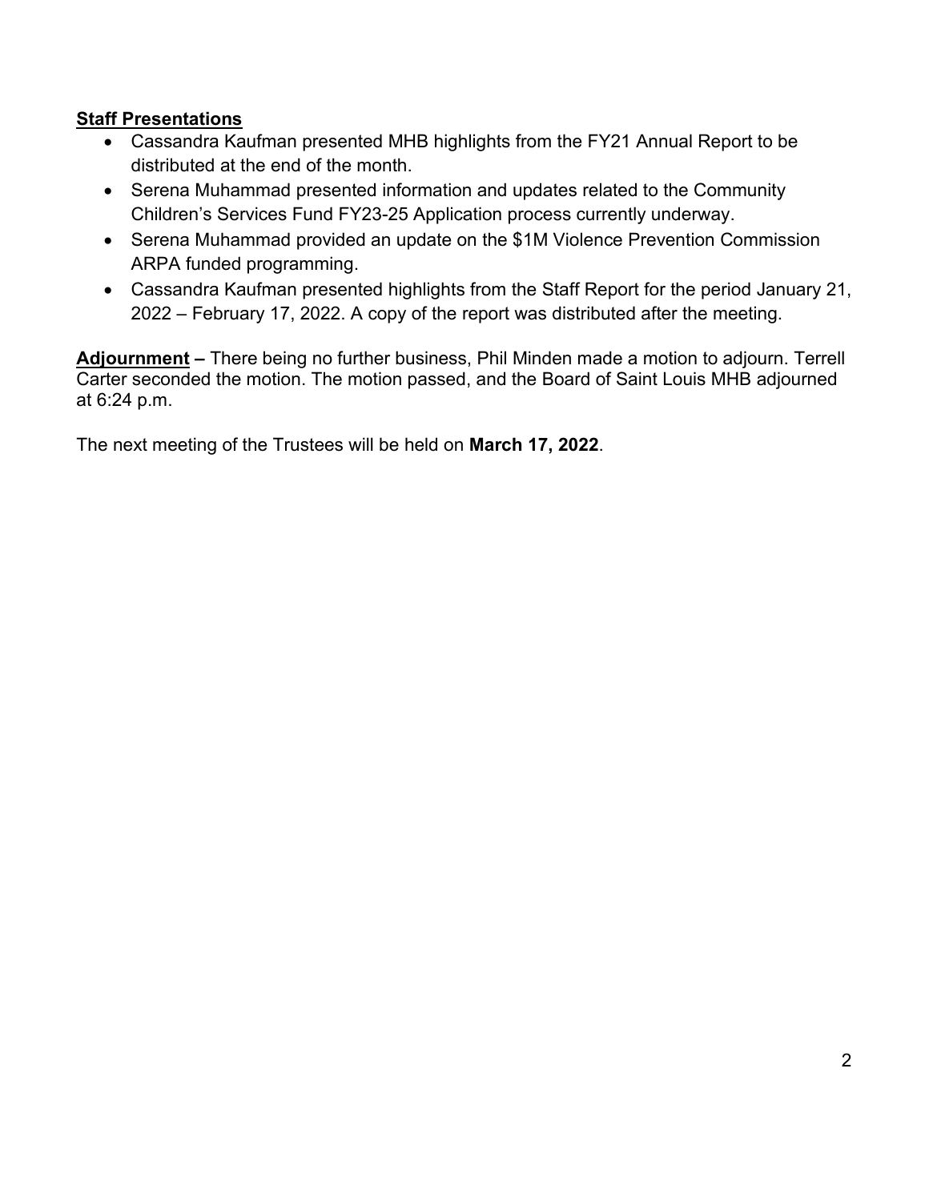**Staff Presentations**

- Cassandra Kaufman presented MHB highlights from the FY21 Annual Report to be distributed at the end of the month.
- Serena Muhammad presented information and updates related to the Community Children's Services Fund FY23-25 Application process currently underway.
- Serena Muhammad provided an update on the $1M Violence Prevention Commission ARPA funded programming.
- Cassandra Kaufman presented highlights from the Staff Report for the period January 21, 2022 – February 17, 2022. A copy of the report was distributed after the meeting.

**Adjournment –** There being no further business, Phil Minden made a motion to adjourn. Terrell Carter seconded the motion. The motion passed, and the Board of Saint Louis MHB adjourned at 6:24 p.m.

The next meeting of the Trustees will be held on **March 17, 2022**.